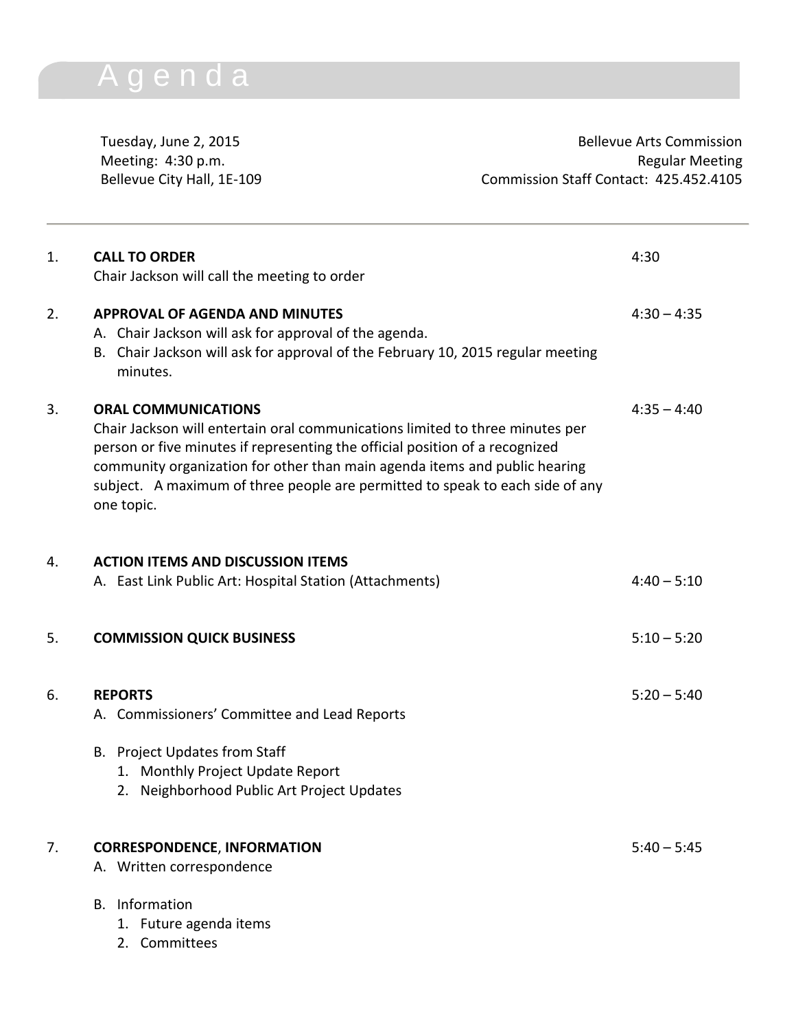# Agenda

Tuesday, June 2, 2015
Meeting: 4:30 p.m.
Bellevue City Hall, 1E-109

Bellevue Arts Commission
Regular Meeting
Commission Staff Contact: 425.452.4105

---

1. **CALL TO ORDER** — 4:30
   Chair Jackson will call the meeting to order

2. **APPROVAL OF AGENDA AND MINUTES** — 4:30 – 4:35
   A. Chair Jackson will ask for approval of the agenda.
   B. Chair Jackson will ask for approval of the February 10, 2015 regular meeting minutes.

3. **ORAL COMMUNICATIONS** — 4:35 – 4:40
   Chair Jackson will entertain oral communications limited to three minutes per person or five minutes if representing the official position of a recognized community organization for other than main agenda items and public hearing subject. A maximum of three people are permitted to speak to each side of any one topic.

4. **ACTION ITEMS AND DISCUSSION ITEMS**
   A. East Link Public Art: Hospital Station (Attachments) — 4:40 – 5:10

5. **COMMISSION QUICK BUSINESS** — 5:10 – 5:20

6. **REPORTS** — 5:20 – 5:40
   A. Commissioners' Committee and Lead Reports

   B. Project Updates from Staff
      1. Monthly Project Update Report
      2. Neighborhood Public Art Project Updates

7. **CORRESPONDENCE**, **INFORMATION** — 5:40 – 5:45
   A. Written correspondence

   B. Information
      1. Future agenda items
      2. Committees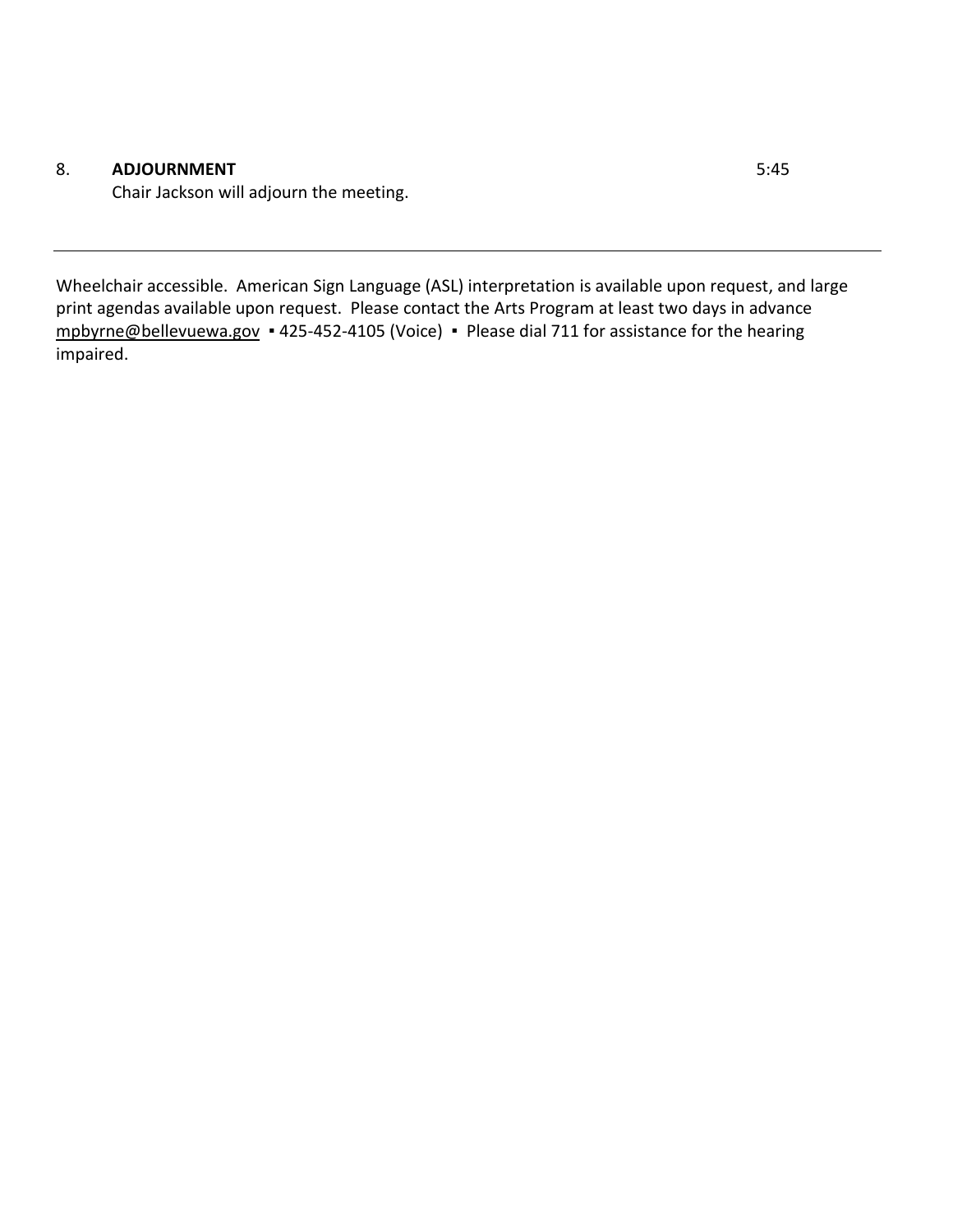8. **ADJOURNMENT** 5:45

Chair Jackson will adjourn the meeting.

---

Wheelchair accessible. American Sign Language (ASL) interpretation is available upon request, and large print agendas available upon request. Please contact the Arts Program at least two days in advance mpbyrne@bellevuewa.gov ▪ 425-452-4105 (Voice) ▪ Please dial 711 for assistance for the hearing impaired.